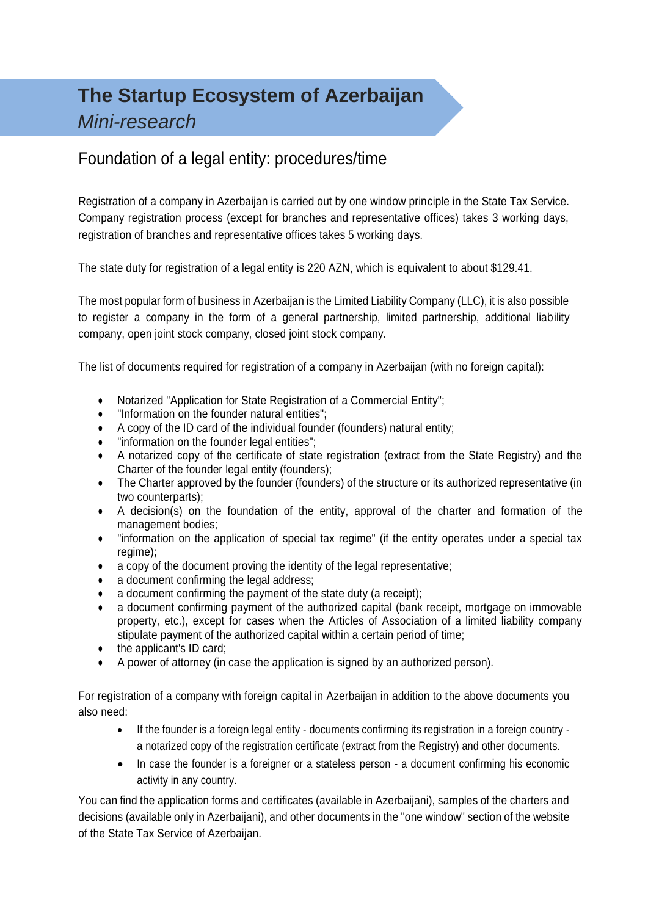# The Startup Ecosystem of Azerbaijan

*Mini-research*

## Foundation of a legal entity: procedures/time

Registration of a company in Azerbaijan is carried out by one window principle in the State Tax Service. Company registration process (except for branches and representative offices) takes 3 working days, registration of branches and representative offices takes 5 working days.

The state duty for registration of a legal entity is 220 AZN, which is equivalent to about $129.41.

The most popular form of business in Azerbaijan is the Limited Liability Company (LLC), it is also possible to register a company in the form of a general partnership, limited partnership, additional liability company, open joint stock company, closed joint stock company.

The list of documents required for registration of a company in Azerbaijan (with no foreign capital):

- Notarized "Application for State Registration of a Commercial Entity";
- "Information on the founder natural entities";
- A copy of the ID card of the individual founder (founders) natural entity;
- "information on the founder legal entities";
- A notarized copy of the certificate of state registration (extract from the State Registry) and the Charter of the founder legal entity (founders);
- The Charter approved by the founder (founders) of the structure or its authorized representative (in two counterparts);
- A decision(s) on the foundation of the entity, approval of the charter and formation of the management bodies;
- "information on the application of special tax regime" (if the entity operates under a special tax regime);
- a copy of the document proving the identity of the legal representative;
- a document confirming the legal address;
- a document confirming the payment of the state duty (a receipt);
- a document confirming payment of the authorized capital (bank receipt, mortgage on immovable property, etc.), except for cases when the Articles of Association of a limited liability company stipulate payment of the authorized capital within a certain period of time;
- the applicant's ID card;
- A power of attorney (in case the application is signed by an authorized person).

For registration of a company with foreign capital in Azerbaijan in addition to the above documents you also need:

- If the founder is a foreign legal entity - documents confirming its registration in a foreign country - a notarized copy of the registration certificate (extract from the Registry) and other documents.
- In case the founder is a foreigner or a stateless person - a document confirming his economic activity in any country.

You can find the application forms and certificates (available in Azerbaijani), samples of the charters and decisions (available only in Azerbaijani), and other documents in the "one window" section of the website of the State Tax Service of Azerbaijan.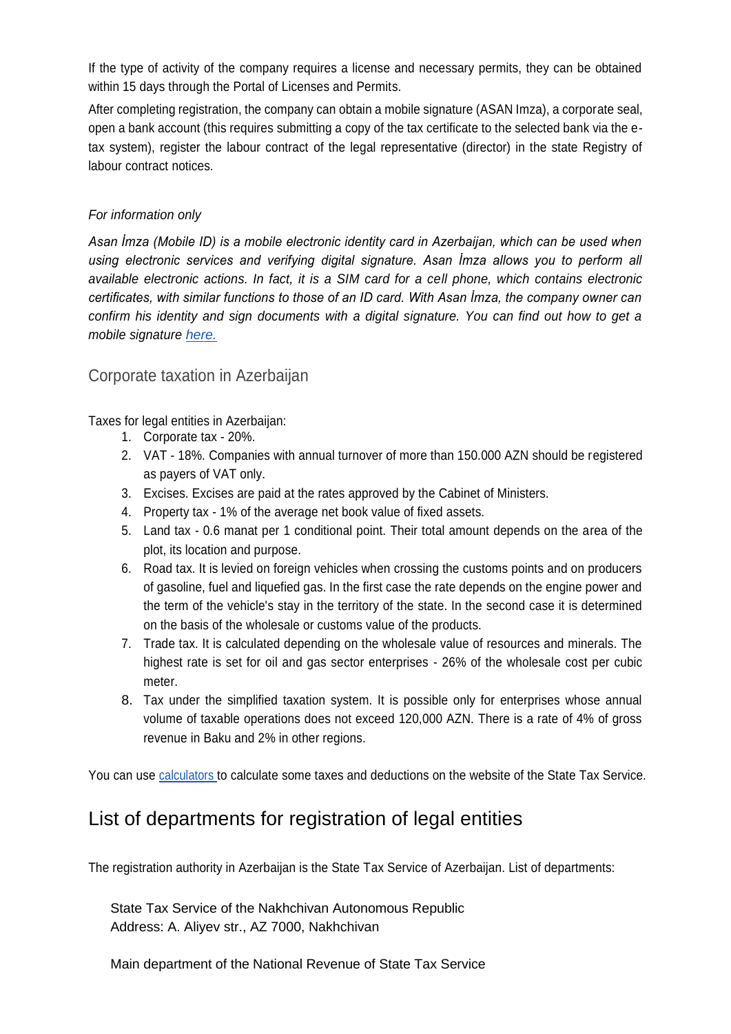If the type of activity of the company requires a license and necessary permits, they can be obtained within 15 days through the Portal of Licenses and Permits.

After completing registration, the company can obtain a mobile signature (ASAN Imza), a corporate seal, open a bank account (this requires submitting a copy of the tax certificate to the selected bank via the e-tax system), register the labour contract of the legal representative (director) in the state Registry of labour contract notices.

*For information only*

*Asan İmza (Mobile ID) is a mobile electronic identity card in Azerbaijan, which can be used when using electronic services and verifying digital signature. Asan İmza allows you to perform all available electronic actions. In fact, it is a SIM card for a cell phone, which contains electronic certificates, with similar functions to those of an ID card. With Asan İmza, the company owner can confirm his identity and sign documents with a digital signature. You can find out how to get a mobile signature [here.](#)*

### Corporate taxation in Azerbaijan

Taxes for legal entities in Azerbaijan:

1. Corporate tax - 20%.
2. VAT - 18%. Companies with annual turnover of more than 150.000 AZN should be registered as payers of VAT only.
3. Excises. Excises are paid at the rates approved by the Cabinet of Ministers.
4. Property tax - 1% of the average net book value of fixed assets.
5. Land tax - 0.6 manat per 1 conditional point. Their total amount depends on the area of the plot, its location and purpose.
6. Road tax. It is levied on foreign vehicles when crossing the customs points and on producers of gasoline, fuel and liquefied gas. In the first case the rate depends on the engine power and the term of the vehicle's stay in the territory of the state. In the second case it is determined on the basis of the wholesale or customs value of the products.
7. Trade tax. It is calculated depending on the wholesale value of resources and minerals. The highest rate is set for oil and gas sector enterprises - 26% of the wholesale cost per cubic meter.
8. Tax under the simplified taxation system. It is possible only for enterprises whose annual volume of taxable operations does not exceed 120,000 AZN. There is a rate of 4% of gross revenue in Baku and 2% in other regions.

You can use [calculators](#) to calculate some taxes and deductions on the website of the State Tax Service.

## List of departments for registration of legal entities

The registration authority in Azerbaijan is the State Tax Service of Azerbaijan. List of departments:

State Tax Service of the Nakhchivan Autonomous Republic
Address: A. Aliyev str., AZ 7000, Nakhchivan

Main department of the National Revenue of State Tax Service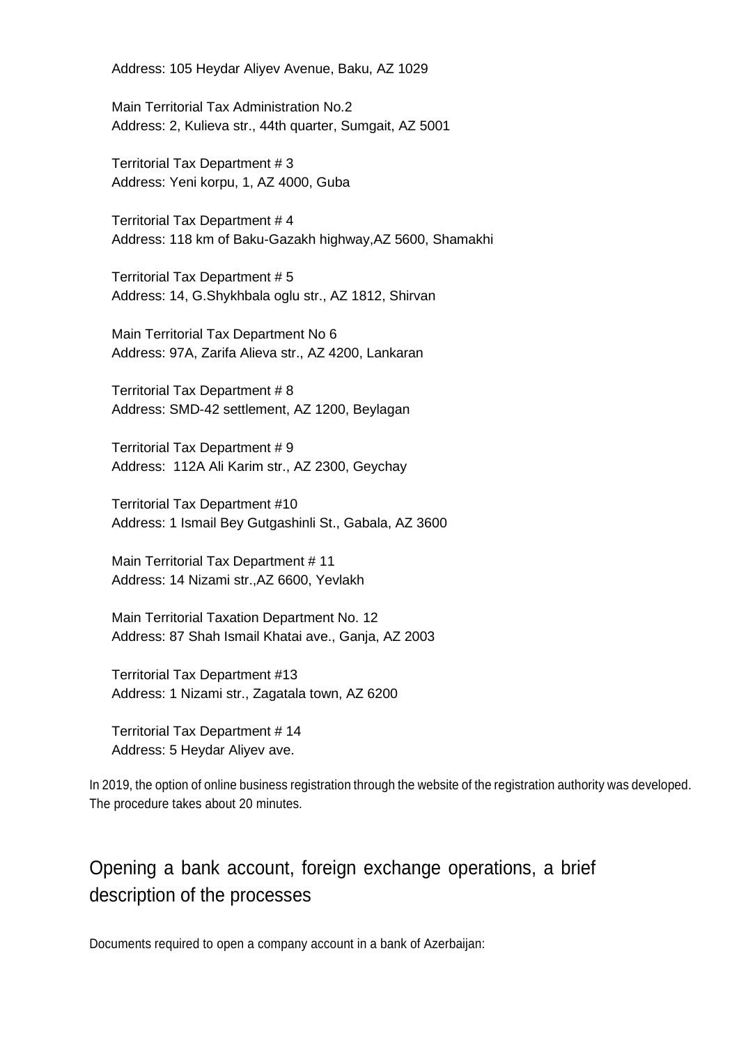Address: 105 Heydar Aliyev Avenue, Baku, AZ 1029

Main Territorial Tax Administration No.2
Address: 2, Kulieva str., 44th quarter, Sumgait, AZ 5001

Territorial Tax Department # 3
Address: Yeni korpu, 1, AZ 4000, Guba

Territorial Tax Department # 4
Address: 118 km of Baku-Gazakh highway,AZ 5600, Shamakhi

Territorial Tax Department # 5
Address: 14, G.Shykhbala oglu str., AZ 1812, Shirvan

Main Territorial Tax Department No 6
Address: 97A, Zarifa Alieva str., AZ 4200, Lankaran

Territorial Tax Department # 8
Address: SMD-42 settlement, AZ 1200, Beylagan

Territorial Tax Department # 9
Address: 112A Ali Karim str., AZ 2300, Geychay

Territorial Tax Department #10
Address: 1 Ismail Bey Gutgashinli St., Gabala, AZ 3600

Main Territorial Tax Department # 11
Address: 14 Nizami str.,AZ 6600, Yevlakh

Main Territorial Taxation Department No. 12
Address: 87 Shah Ismail Khatai ave., Ganja, AZ 2003

Territorial Tax Department #13
Address: 1 Nizami str., Zagatala town, AZ 6200

Territorial Tax Department # 14
Address: 5 Heydar Aliyev ave.

In 2019, the option of online business registration through the website of the registration authority was developed. The procedure takes about 20 minutes.

## Opening a bank account, foreign exchange operations, a brief description of the processes

Documents required to open a company account in a bank of Azerbaijan: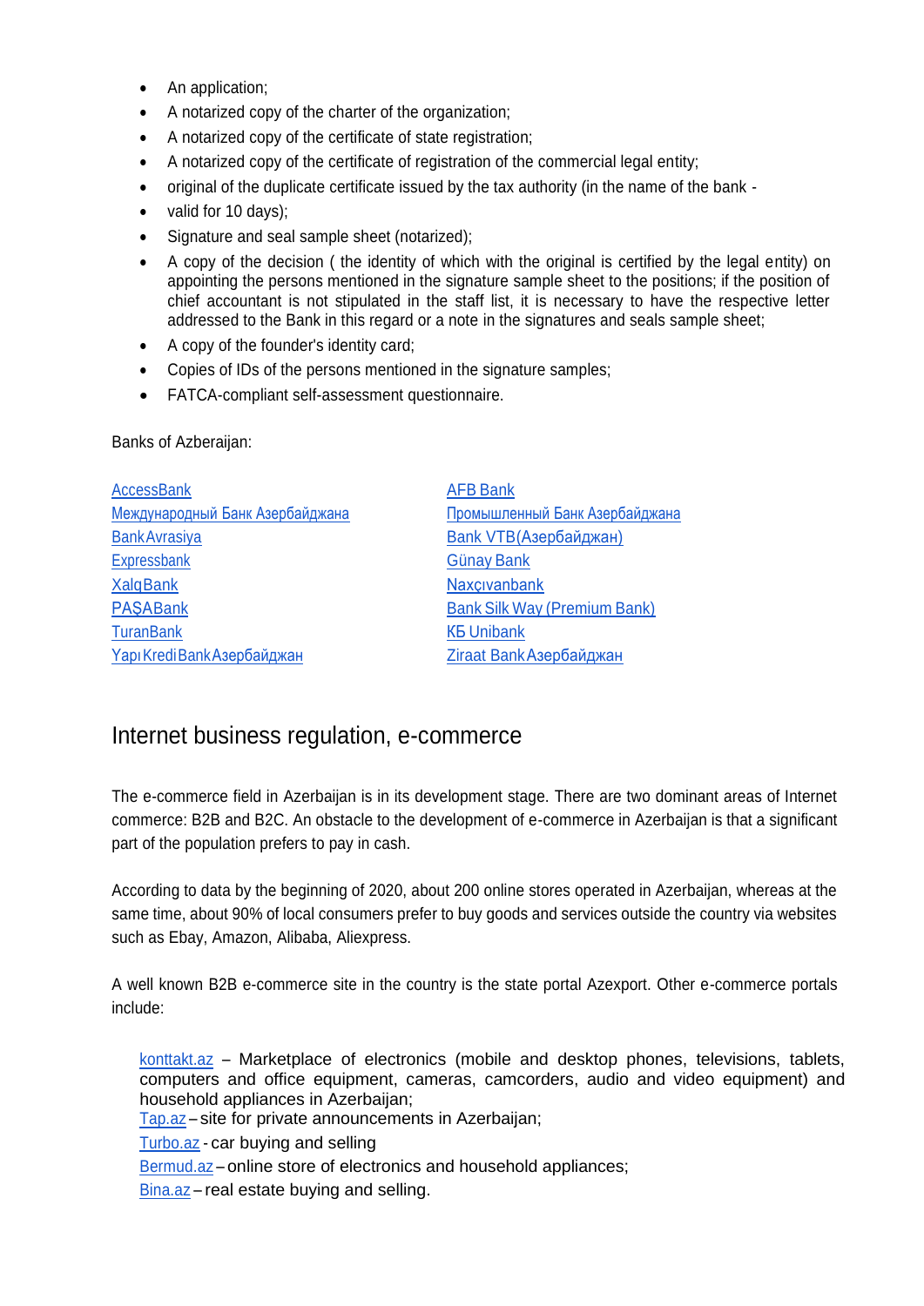- An application;
- A notarized copy of the charter of the organization;
- A notarized copy of the certificate of state registration;
- A notarized copy of the certificate of registration of the commercial legal entity;
- original of the duplicate certificate issued by the tax authority (in the name of the bank -
- valid for 10 days);
- Signature and seal sample sheet (notarized);
- A copy of the decision ( the identity of which with the original is certified by the legal entity) on appointing the persons mentioned in the signature sample sheet to the positions; if the position of chief accountant is not stipulated in the staff list, it is necessary to have the respective letter addressed to the Bank in this regard or a note in the signatures and seals sample sheet;
- A copy of the founder's identity card;
- Copies of IDs of the persons mentioned in the signature samples;
- FATCA-compliant self-assessment questionnaire.

Banks of Azberaijan:

AccessBank
Международный Банк Азербайджана
BankAvrasiya
Expressbank
XalqBank
PAŞABank
TuranBank
Yapı Kredi Bank Азербайджан
AFB Bank
Промышленный Банк Азербайджана
Bank VTB(Азербайджан)
Günay Bank
Naxçıvanbank
Bank Silk Way (Premium Bank)
КБ Unibank
Ziraat Bank Азербайджан

## Internet business regulation, e-commerce

The e-commerce field in Azerbaijan is in its development stage. There are two dominant areas of Internet commerce: B2B and B2C. An obstacle to the development of e-commerce in Azerbaijan is that a significant part of the population prefers to pay in cash.

According to data by the beginning of 2020, about 200 online stores operated in Azerbaijan, whereas at the same time, about 90% of local consumers prefer to buy goods and services outside the country via websites such as Ebay, Amazon, Alibaba, Aliexpress.

A well known B2B e-commerce site in the country is the state portal Azexport. Other e-commerce portals include:

konttakt.az – Marketplace of electronics (mobile and desktop phones, televisions, tablets, computers and office equipment, cameras, camcorders, audio and video equipment) and household appliances in Azerbaijan;
Tap.az – site for private announcements in Azerbaijan;
Turbo.az - car buying and selling
Bermud.az – online store of electronics and household appliances;
Bina.az – real estate buying and selling.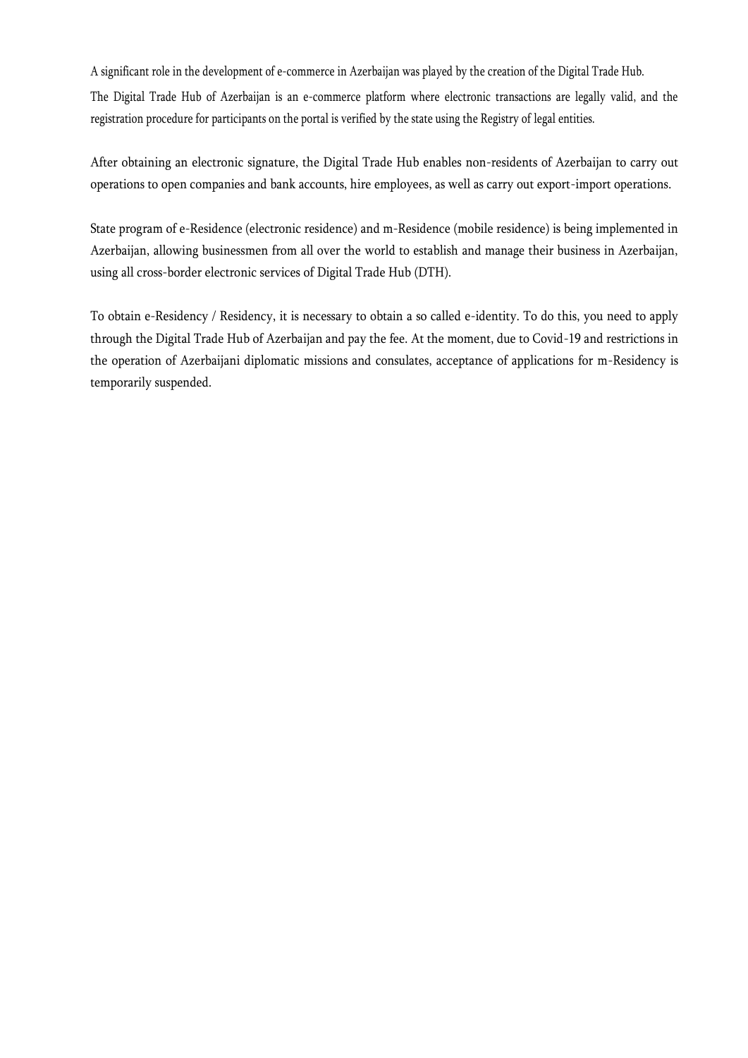A significant role in the development of e-commerce in Azerbaijan was played by the creation of the Digital Trade Hub.

The Digital Trade Hub of Azerbaijan is an e-commerce platform where electronic transactions are legally valid, and the registration procedure for participants on the portal is verified by the state using the Registry of legal entities.

After obtaining an electronic signature, the Digital Trade Hub enables non-residents of Azerbaijan to carry out operations to open companies and bank accounts, hire employees, as well as carry out export-import operations.

State program of e-Residence (electronic residence) and m-Residence (mobile residence) is being implemented in Azerbaijan, allowing businessmen from all over the world to establish and manage their business in Azerbaijan, using all cross-border electronic services of Digital Trade Hub (DTH).

To obtain e-Residency / Residency, it is necessary to obtain a so called e-identity. To do this, you need to apply through the Digital Trade Hub of Azerbaijan and pay the fee. At the moment, due to Covid-19 and restrictions in the operation of Azerbaijani diplomatic missions and consulates, acceptance of applications for m-Residency is temporarily suspended.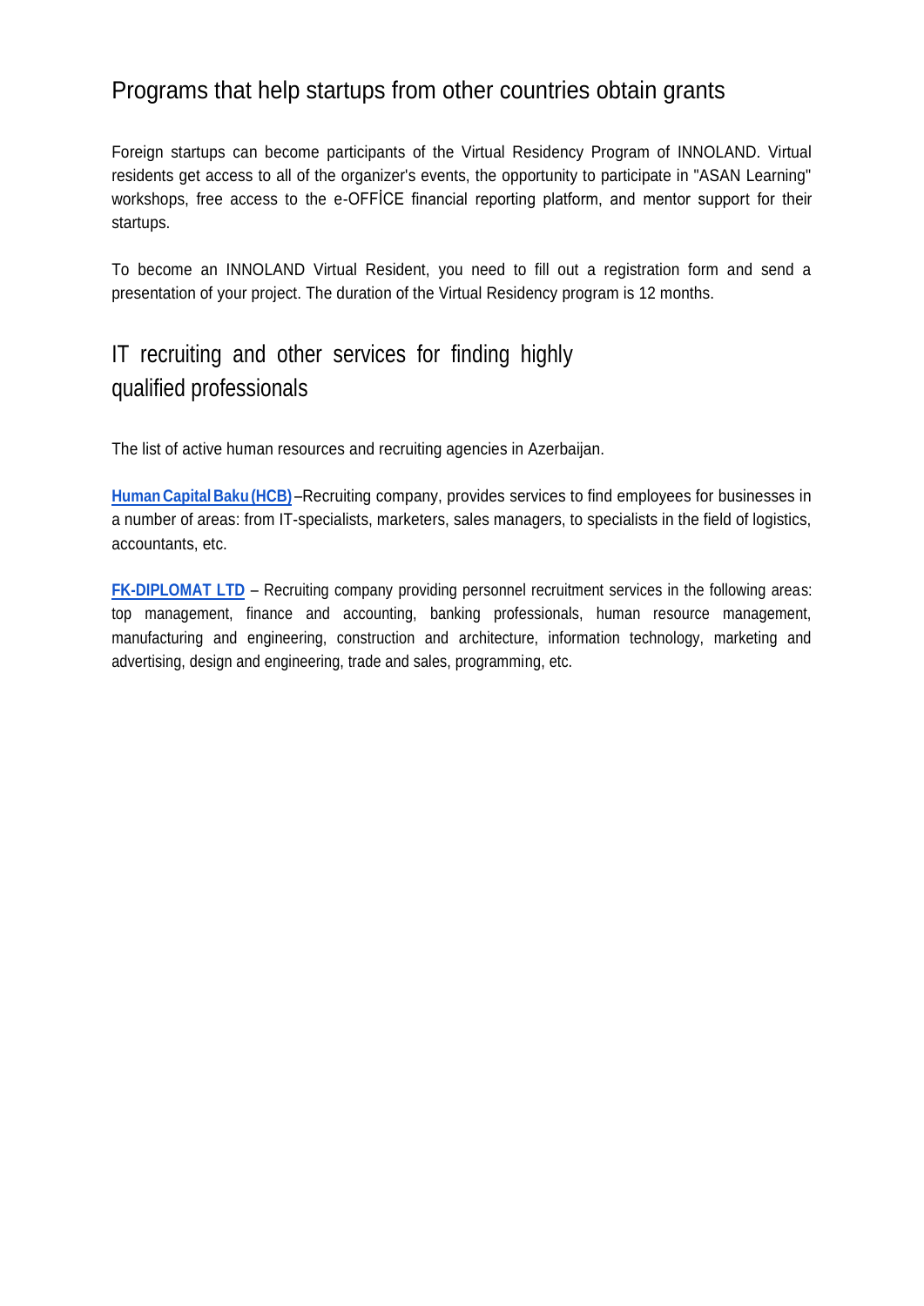## Programs that help startups from other countries obtain grants

Foreign startups can become participants of the Virtual Residency Program of INNOLAND. Virtual residents get access to all of the organizer's events, the opportunity to participate in "ASAN Learning" workshops, free access to the e-OFFİCE financial reporting platform, and mentor support for their startups.

To become an INNOLAND Virtual Resident, you need to fill out a registration form and send a presentation of your project. The duration of the Virtual Residency program is 12 months.

## IT recruiting and other services for finding highly qualified professionals

The list of active human resources and recruiting agencies in Azerbaijan.

**Human Capital Baku (HCB)** –Recruiting company, provides services to find employees for businesses in a number of areas: from IT-specialists, marketers, sales managers, to specialists in the field of logistics, accountants, etc.

**FK-DIPLOMAT LTD** – Recruiting company providing personnel recruitment services in the following areas: top management, finance and accounting, banking professionals, human resource management, manufacturing and engineering, construction and architecture, information technology, marketing and advertising, design and engineering, trade and sales, programming, etc.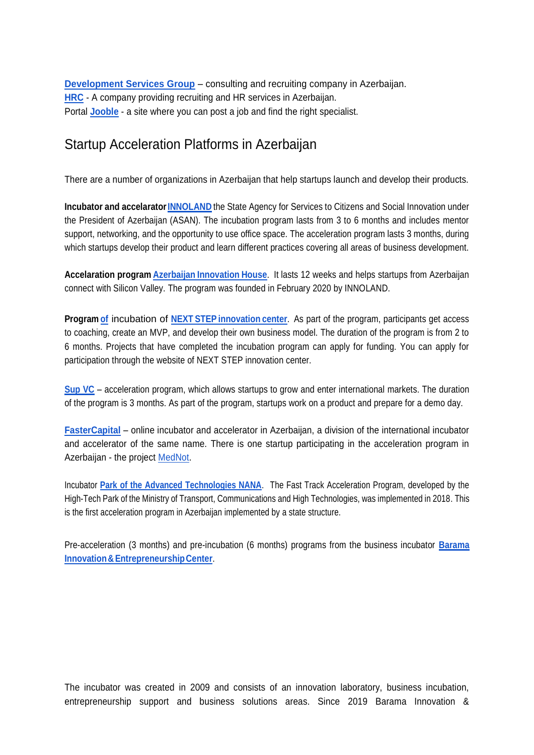**Development Services Group** – consulting and recruiting company in Azerbaijan.
**HRC** - A company providing recruiting and HR services in Azerbaijan.
Portal **Jooble** - a site where you can post a job and find the right specialist.

## Startup Acceleration Platforms in Azerbaijan

There are a number of organizations in Azerbaijan that help startups launch and develop their products.

**Incubator and accelarator INNOLAND** the State Agency for Services to Citizens and Social Innovation under the President of Azerbaijan (ASAN). The incubation program lasts from 3 to 6 months and includes mentor support, networking, and the opportunity to use office space. The acceleration program lasts 3 months, during which startups develop their product and learn different practices covering all areas of business development.

**Accelaration program Azerbaijan Innovation House**. It lasts 12 weeks and helps startups from Azerbaijan connect with Silicon Valley. The program was founded in February 2020 by INNOLAND.

**Program of** incubation of **NEXT STEP innovation center**. As part of the program, participants get access to coaching, create an MVP, and develop their own business model. The duration of the program is from 2 to 6 months. Projects that have completed the incubation program can apply for funding. You can apply for participation through the website of NEXT STEP innovation center.

**Sup VC** – acceleration program, which allows startups to grow and enter international markets. The duration of the program is 3 months. As part of the program, startups work on a product and prepare for a demo day.

**FasterCapital** – online incubator and accelerator in Azerbaijan, a division of the international incubator and accelerator of the same name. There is one startup participating in the acceleration program in Azerbaijan - the project MedNot.

Incubator **Park of the Advanced Technologies NANA**. The Fast Track Acceleration Program, developed by the High-Tech Park of the Ministry of Transport, Communications and High Technologies, was implemented in 2018. This is the first acceleration program in Azerbaijan implemented by a state structure.

Pre-acceleration (3 months) and pre-incubation (6 months) programs from the business incubator **Barama Innovation & Entrepreneurship Center**.

The incubator was created in 2009 and consists of an innovation laboratory, business incubation, entrepreneurship support and business solutions areas. Since 2019 Barama Innovation &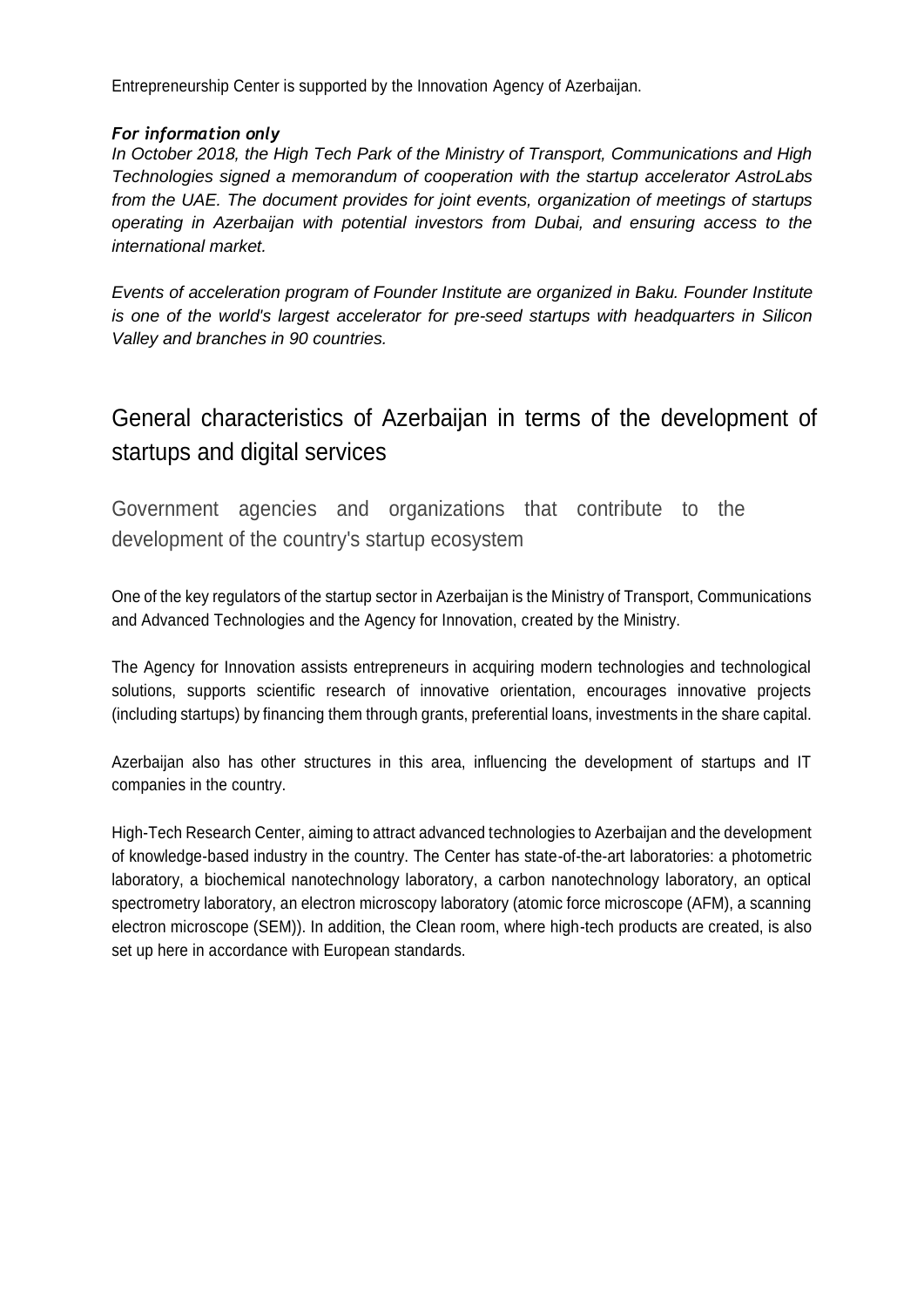Entrepreneurship Center is supported by the Innovation Agency of Azerbaijan.

***For information only***

*In October 2018, the High Tech Park of the Ministry of Transport, Communications and High Technologies signed a memorandum of cooperation with the startup accelerator AstroLabs from the UAE. The document provides for joint events, organization of meetings of startups operating in Azerbaijan with potential investors from Dubai, and ensuring access to the international market.*

*Events of acceleration program of Founder Institute are organized in Baku. Founder Institute is one of the world's largest accelerator for pre-seed startups with headquarters in Silicon Valley and branches in 90 countries.*

# General characteristics of Azerbaijan in terms of the development of startups and digital services

## Government agencies and organizations that contribute to the development of the country's startup ecosystem

One of the key regulators of the startup sector in Azerbaijan is the Ministry of Transport, Communications and Advanced Technologies and the Agency for Innovation, created by the Ministry.

The Agency for Innovation assists entrepreneurs in acquiring modern technologies and technological solutions, supports scientific research of innovative orientation, encourages innovative projects (including startups) by financing them through grants, preferential loans, investments in the share capital.

Azerbaijan also has other structures in this area, influencing the development of startups and IT companies in the country.

High-Tech Research Center, aiming to attract advanced technologies to Azerbaijan and the development of knowledge-based industry in the country. The Center has state-of-the-art laboratories: a photometric laboratory, a biochemical nanotechnology laboratory, a carbon nanotechnology laboratory, an optical spectrometry laboratory, an electron microscopy laboratory (atomic force microscope (AFM), a scanning electron microscope (SEM)). In addition, the Clean room, where high-tech products are created, is also set up here in accordance with European standards.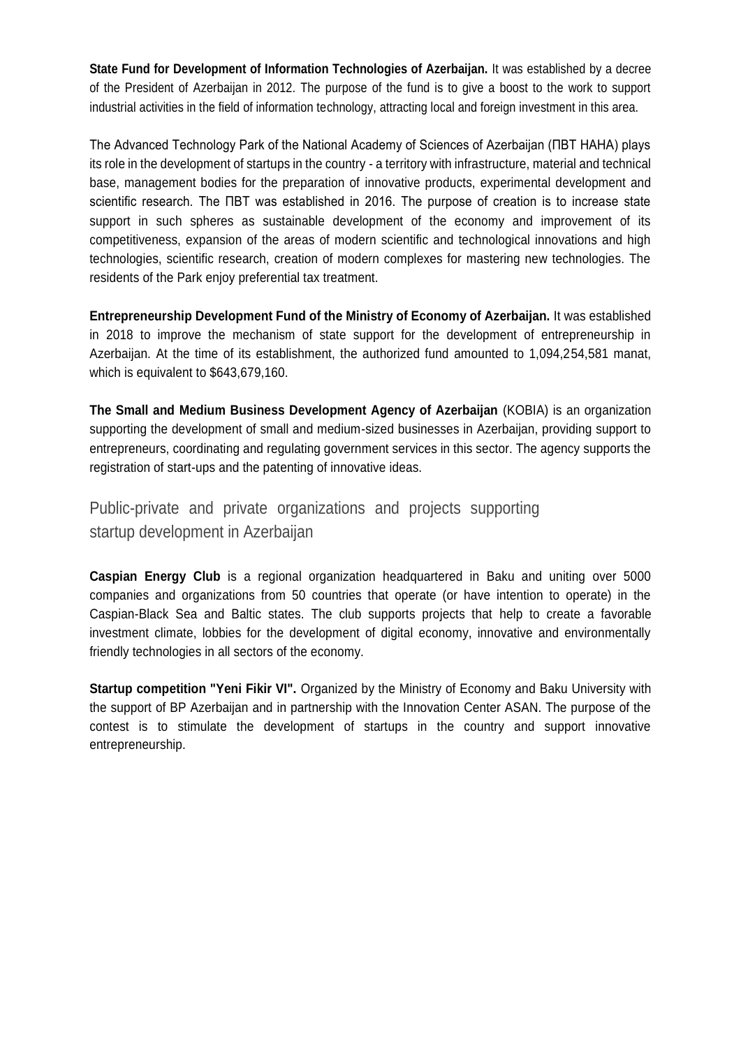**State Fund for Development of Information Technologies of Azerbaijan.** It was established by a decree of the President of Azerbaijan in 2012. The purpose of the fund is to give a boost to the work to support industrial activities in the field of information technology, attracting local and foreign investment in this area.

The Advanced Technology Park of the National Academy of Sciences of Azerbaijan (ПВТ НАНА) plays its role in the development of startups in the country - a territory with infrastructure, material and technical base, management bodies for the preparation of innovative products, experimental development and scientific research. The ПВТ was established in 2016. The purpose of creation is to increase state support in such spheres as sustainable development of the economy and improvement of its competitiveness, expansion of the areas of modern scientific and technological innovations and high technologies, scientific research, creation of modern complexes for mastering new technologies. The residents of the Park enjoy preferential tax treatment.

**Entrepreneurship Development Fund of the Ministry of Economy of Azerbaijan.** It was established in 2018 to improve the mechanism of state support for the development of entrepreneurship in Azerbaijan. At the time of its establishment, the authorized fund amounted to 1,094,254,581 manat, which is equivalent to $643,679,160.

**The Small and Medium Business Development Agency of Azerbaijan** (KOBIA) is an organization supporting the development of small and medium-sized businesses in Azerbaijan, providing support to entrepreneurs, coordinating and regulating government services in this sector. The agency supports the registration of start-ups and the patenting of innovative ideas.

## Public-private and private organizations and projects supporting startup development in Azerbaijan

**Caspian Energy Club** is a regional organization headquartered in Baku and uniting over 5000 companies and organizations from 50 countries that operate (or have intention to operate) in the Caspian-Black Sea and Baltic states. The club supports projects that help to create a favorable investment climate, lobbies for the development of digital economy, innovative and environmentally friendly technologies in all sectors of the economy.

**Startup competition "Yeni Fikir VI".** Organized by the Ministry of Economy and Baku University with the support of BP Azerbaijan and in partnership with the Innovation Center ASAN. The purpose of the contest is to stimulate the development of startups in the country and support innovative entrepreneurship.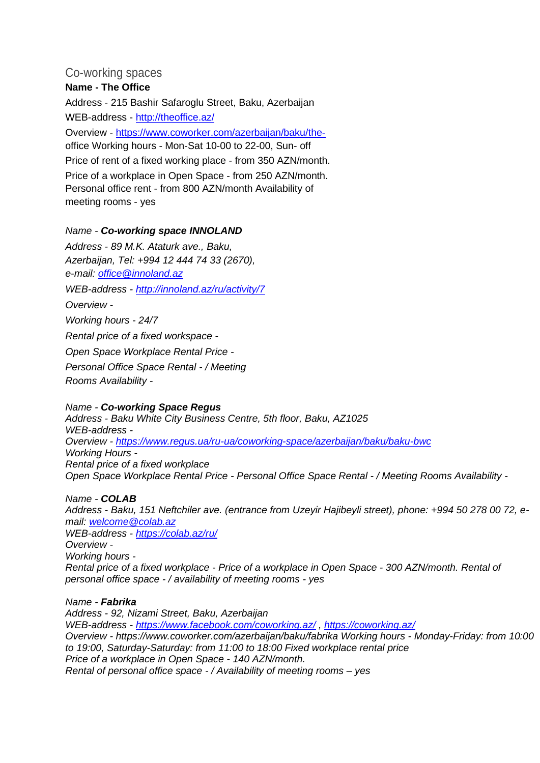## Co-working spaces

**Name - The Office**

Address - 215 Bashir Safaroglu Street, Baku, Azerbaijan

WEB-address - http://theoffice.az/

Overview - https://www.coworker.com/azerbaijan/baku/the-office Working hours - Mon-Sat 10-00 to 22-00, Sun- off

Price of rent of a fixed working place - from 350 AZN/month.

Price of a workplace in Open Space - from 250 AZN/month. Personal office rent - from 800 AZN/month Availability of meeting rooms - yes

*Name - **Co-working space INNOLAND***

*Address - 89 M.K. Ataturk ave., Baku, Azerbaijan, Tel: +994 12 444 74 33 (2670), e-mail: office@innoland.az*

*WEB-address - http://innoland.az/ru/activity/7*

*Overview -*

*Working hours - 24/7*

*Rental price of a fixed workspace -*

*Open Space Workplace Rental Price -*

*Personal Office Space Rental - / Meeting Rooms Availability -*

*Name - **Co-working Space Regus***
*Address - Baku White City Business Centre, 5th floor, Baku, AZ1025*
*WEB-address -*
*Overview - https://www.regus.ua/ru-ua/coworking-space/azerbaijan/baku/baku-bwc*
*Working Hours -*
*Rental price of a fixed workplace*
*Open Space Workplace Rental Price - Personal Office Space Rental - / Meeting Rooms Availability -*

*Name - **COLAB***
*Address - Baku, 151 Neftchiler ave. (entrance from Uzeyir Hajibeyli street), phone: +994 50 278 00 72, e-mail: welcome@colab.az*
*WEB-address - https://colab.az/ru/*
*Overview -*
*Working hours -*
*Rental price of a fixed workplace - Price of a workplace in Open Space - 300 AZN/month. Rental of personal office space - / availability of meeting rooms - yes*

*Name - **Fabrika***
*Address - 92, Nizami Street, Baku, Azerbaijan*
*WEB-address - https://www.facebook.com/coworking.az/ , https://coworking.az/*
*Overview - https://www.coworker.com/azerbaijan/baku/fabrika Working hours - Monday-Friday: from 10:00 to 19:00, Saturday-Saturday: from 11:00 to 18:00 Fixed workplace rental price*
*Price of a workplace in Open Space - 140 AZN/month.*
*Rental of personal office space - / Availability of meeting rooms – yes*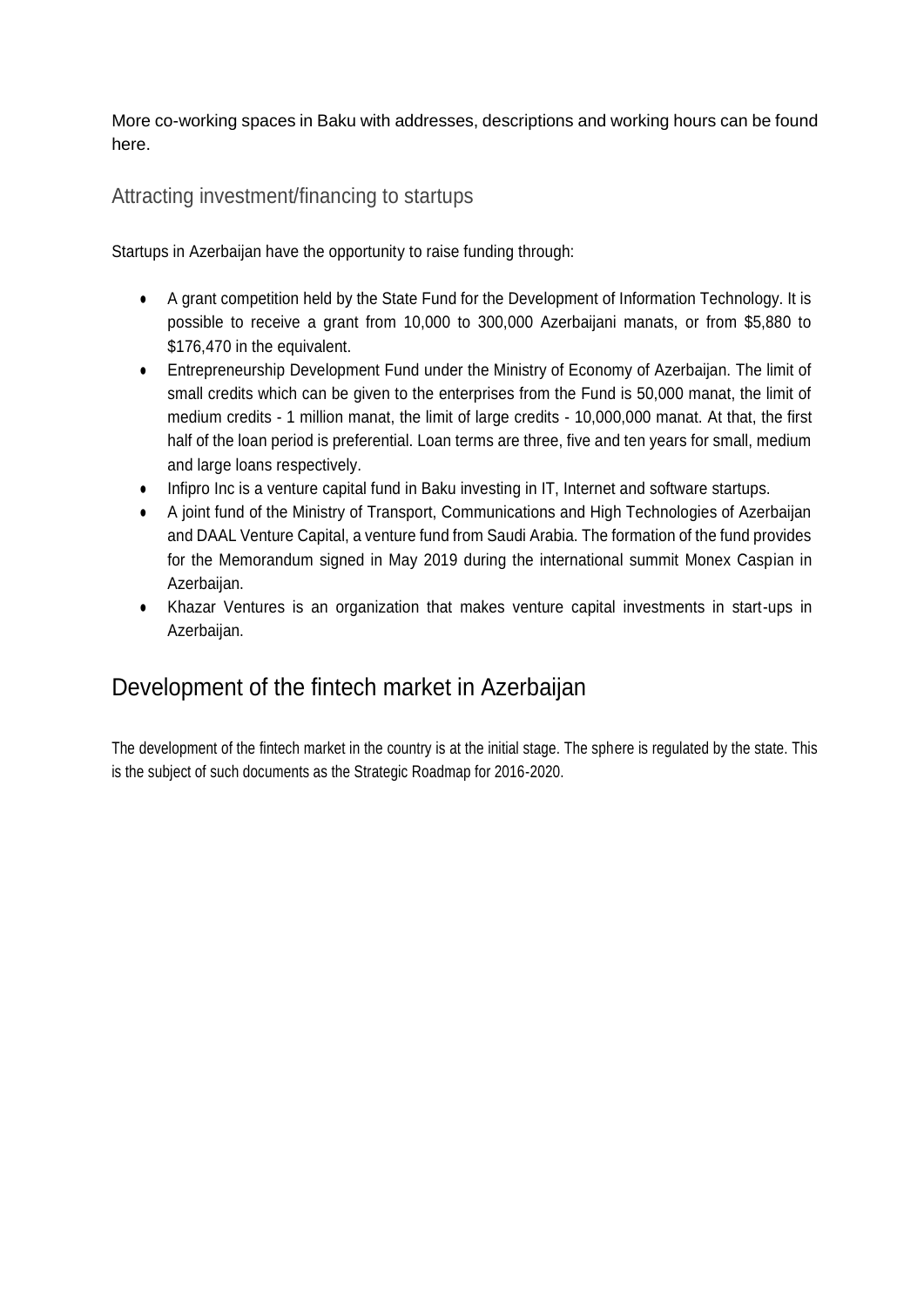More co-working spaces in Baku with addresses, descriptions and working hours can be found here.

### Attracting investment/financing to startups

Startups in Azerbaijan have the opportunity to raise funding through:

- A grant competition held by the State Fund for the Development of Information Technology. It is possible to receive a grant from 10,000 to 300,000 Azerbaijani manats, or from $5,880 to $176,470 in the equivalent.
- Entrepreneurship Development Fund under the Ministry of Economy of Azerbaijan. The limit of small credits which can be given to the enterprises from the Fund is 50,000 manat, the limit of medium credits - 1 million manat, the limit of large credits - 10,000,000 manat. At that, the first half of the loan period is preferential. Loan terms are three, five and ten years for small, medium and large loans respectively.
- Infipro Inc is a venture capital fund in Baku investing in IT, Internet and software startups.
- A joint fund of the Ministry of Transport, Communications and High Technologies of Azerbaijan and DAAL Venture Capital, a venture fund from Saudi Arabia. The formation of the fund provides for the Memorandum signed in May 2019 during the international summit Monex Caspian in Azerbaijan.
- Khazar Ventures is an organization that makes venture capital investments in start-ups in Azerbaijan.

## Development of the fintech market in Azerbaijan

The development of the fintech market in the country is at the initial stage. The sphere is regulated by the state. This is the subject of such documents as the Strategic Roadmap for 2016-2020.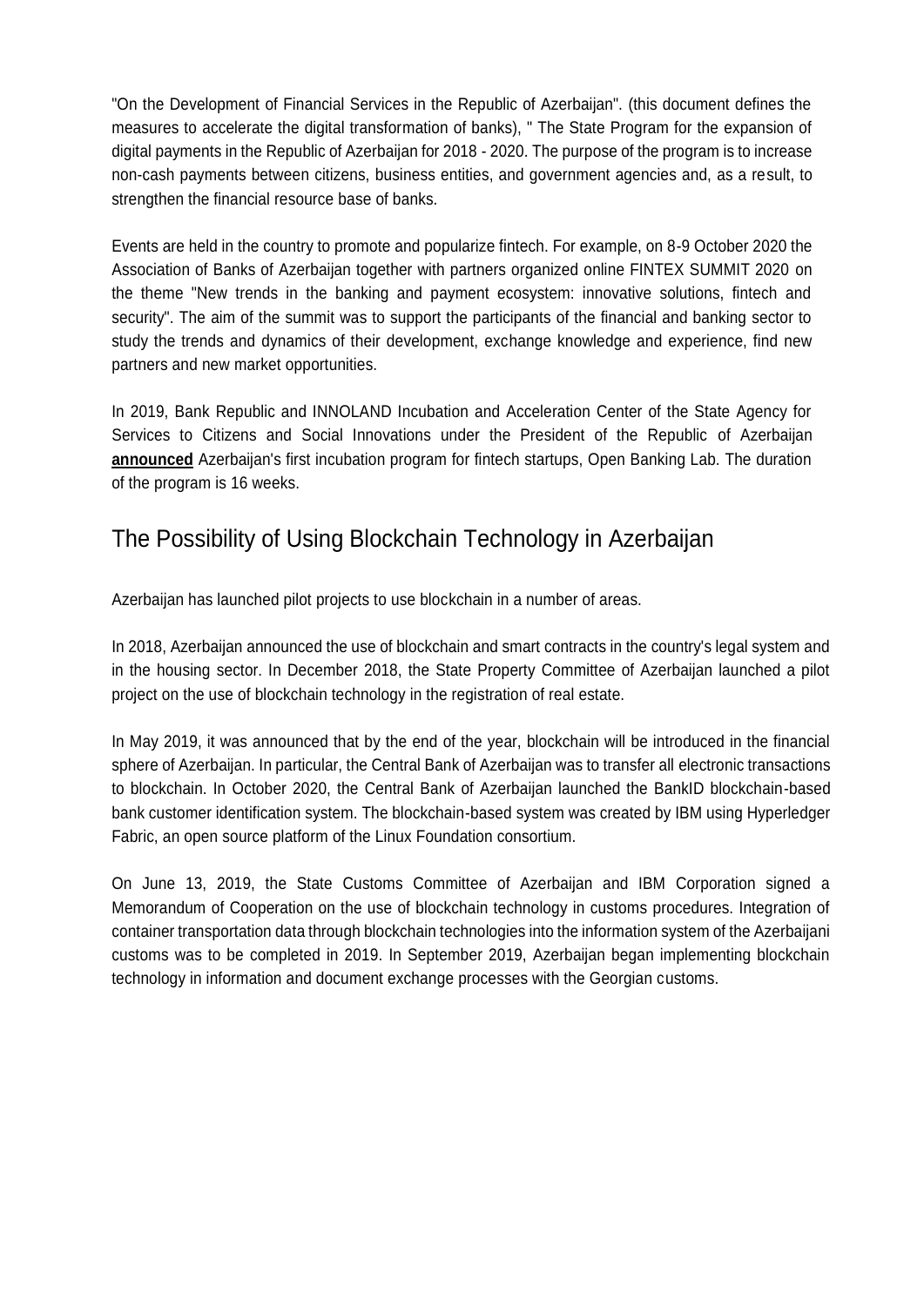"On the Development of Financial Services in the Republic of Azerbaijan". (this document defines the measures to accelerate the digital transformation of banks), " The State Program for the expansion of digital payments in the Republic of Azerbaijan for 2018 - 2020. The purpose of the program is to increase non-cash payments between citizens, business entities, and government agencies and, as a result, to strengthen the financial resource base of banks.

Events are held in the country to promote and popularize fintech. For example, on 8-9 October 2020 the Association of Banks of Azerbaijan together with partners organized online FINTEX SUMMIT 2020 on the theme "New trends in the banking and payment ecosystem: innovative solutions, fintech and security". The aim of the summit was to support the participants of the financial and banking sector to study the trends and dynamics of their development, exchange knowledge and experience, find new partners and new market opportunities.

In 2019, Bank Republic and INNOLAND Incubation and Acceleration Center of the State Agency for Services to Citizens and Social Innovations under the President of the Republic of Azerbaijan **announced** Azerbaijan's first incubation program for fintech startups, Open Banking Lab. The duration of the program is 16 weeks.

## The Possibility of Using Blockchain Technology in Azerbaijan

Azerbaijan has launched pilot projects to use blockchain in a number of areas.

In 2018, Azerbaijan announced the use of blockchain and smart contracts in the country's legal system and in the housing sector. In December 2018, the State Property Committee of Azerbaijan launched a pilot project on the use of blockchain technology in the registration of real estate.

In May 2019, it was announced that by the end of the year, blockchain will be introduced in the financial sphere of Azerbaijan. In particular, the Central Bank of Azerbaijan was to transfer all electronic transactions to blockchain. In October 2020, the Central Bank of Azerbaijan launched the BankID blockchain-based bank customer identification system. The blockchain-based system was created by IBM using Hyperledger Fabric, an open source platform of the Linux Foundation consortium.

On June 13, 2019, the State Customs Committee of Azerbaijan and IBM Corporation signed a Memorandum of Cooperation on the use of blockchain technology in customs procedures. Integration of container transportation data through blockchain technologies into the information system of the Azerbaijani customs was to be completed in 2019. In September 2019, Azerbaijan began implementing blockchain technology in information and document exchange processes with the Georgian customs.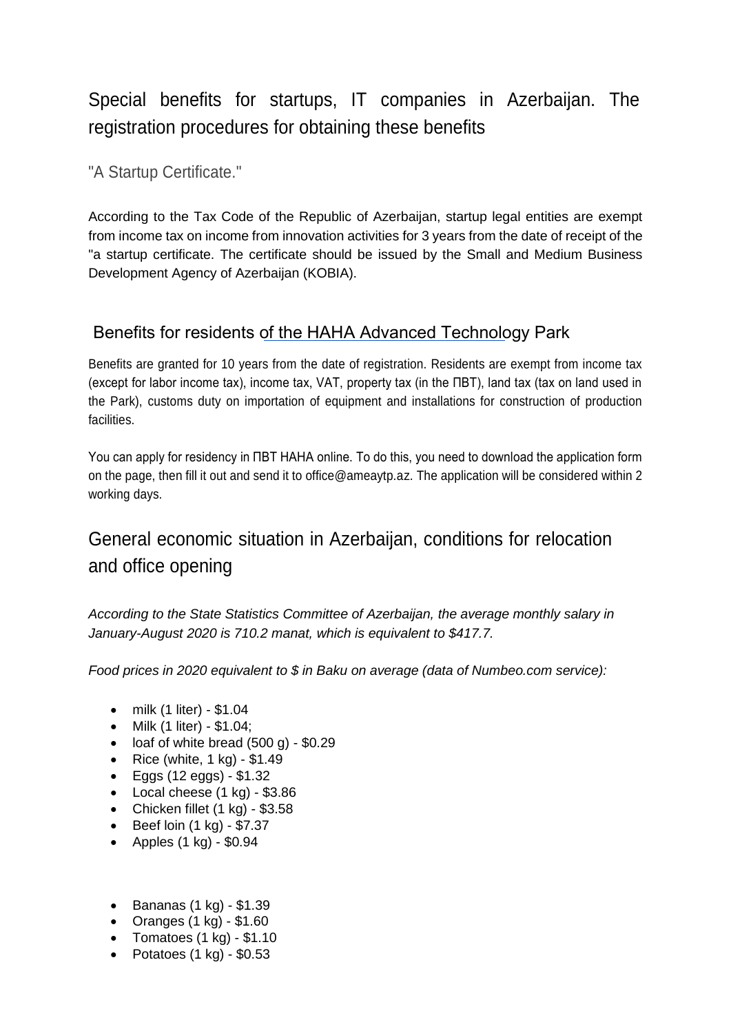## Special benefits for startups, IT companies in Azerbaijan. The registration procedures for obtaining these benefits

### "A Startup Certificate."

According to the Tax Code of the Republic of Azerbaijan, startup legal entities are exempt from income tax on income from innovation activities for 3 years from the date of receipt of the "a startup certificate. The certificate should be issued by the Small and Medium Business Development Agency of Azerbaijan (KOBIA).

### Benefits for residents of the HAHA Advanced Technology Park

Benefits are granted for 10 years from the date of registration. Residents are exempt from income tax (except for labor income tax), income tax, VAT, property tax (in the ПВТ), land tax (tax on land used in the Park), customs duty on importation of equipment and installations for construction of production facilities.

You can apply for residency in ПВТ HAHA online. To do this, you need to download the application form on the page, then fill it out and send it to office@ameaytp.az. The application will be considered within 2 working days.

## General economic situation in Azerbaijan, conditions for relocation and office opening

*According to the State Statistics Committee of Azerbaijan, the average monthly salary in January-August 2020 is 710.2 manat, which is equivalent to $417.7.*

*Food prices in 2020 equivalent to $ in Baku on average (data of Numbeo.com service):*

- milk (1 liter) - $1.04
- Milk (1 liter) - $1.04;
- loaf of white bread (500 g) - $0.29
- Rice (white, 1 kg) - $1.49
- Eggs (12 eggs) - $1.32
- Local cheese (1 kg) - $3.86
- Chicken fillet (1 kg) - $3.58
- Beef loin (1 kg) - $7.37
- Apples (1 kg) - $0.94
- Bananas (1 kg) - $1.39
- Oranges (1 kg) - $1.60
- Tomatoes (1 kg) - $1.10
- Potatoes (1 kg) - $0.53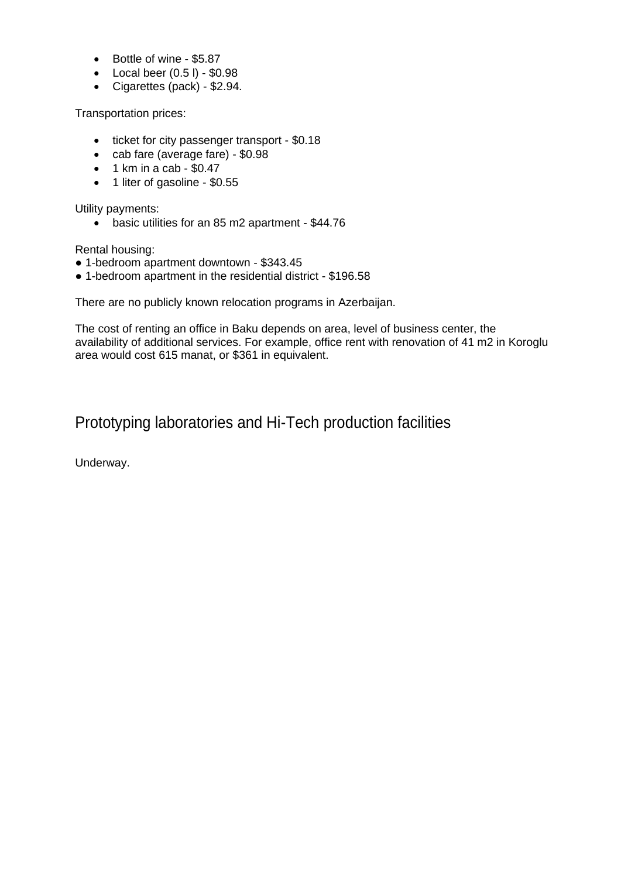- Bottle of wine - $5.87
- Local beer (0.5 l) - $0.98
- Cigarettes (pack) - $2.94.

Transportation prices:

- ticket for city passenger transport - $0.18
- cab fare (average fare) - $0.98
- 1 km in a cab - $0.47
- 1 liter of gasoline - $0.55

Utility payments:

- basic utilities for an 85 m2 apartment - $44.76

Rental housing:

- 1-bedroom apartment downtown - $343.45
- 1-bedroom apartment in the residential district - $196.58

There are no publicly known relocation programs in Azerbaijan.

The cost of renting an office in Baku depends on area, level of business center, the availability of additional services. For example, office rent with renovation of 41 m2 in Koroglu area would cost 615 manat, or $361 in equivalent.

## Prototyping laboratories and Hi-Tech production facilities

Underway.